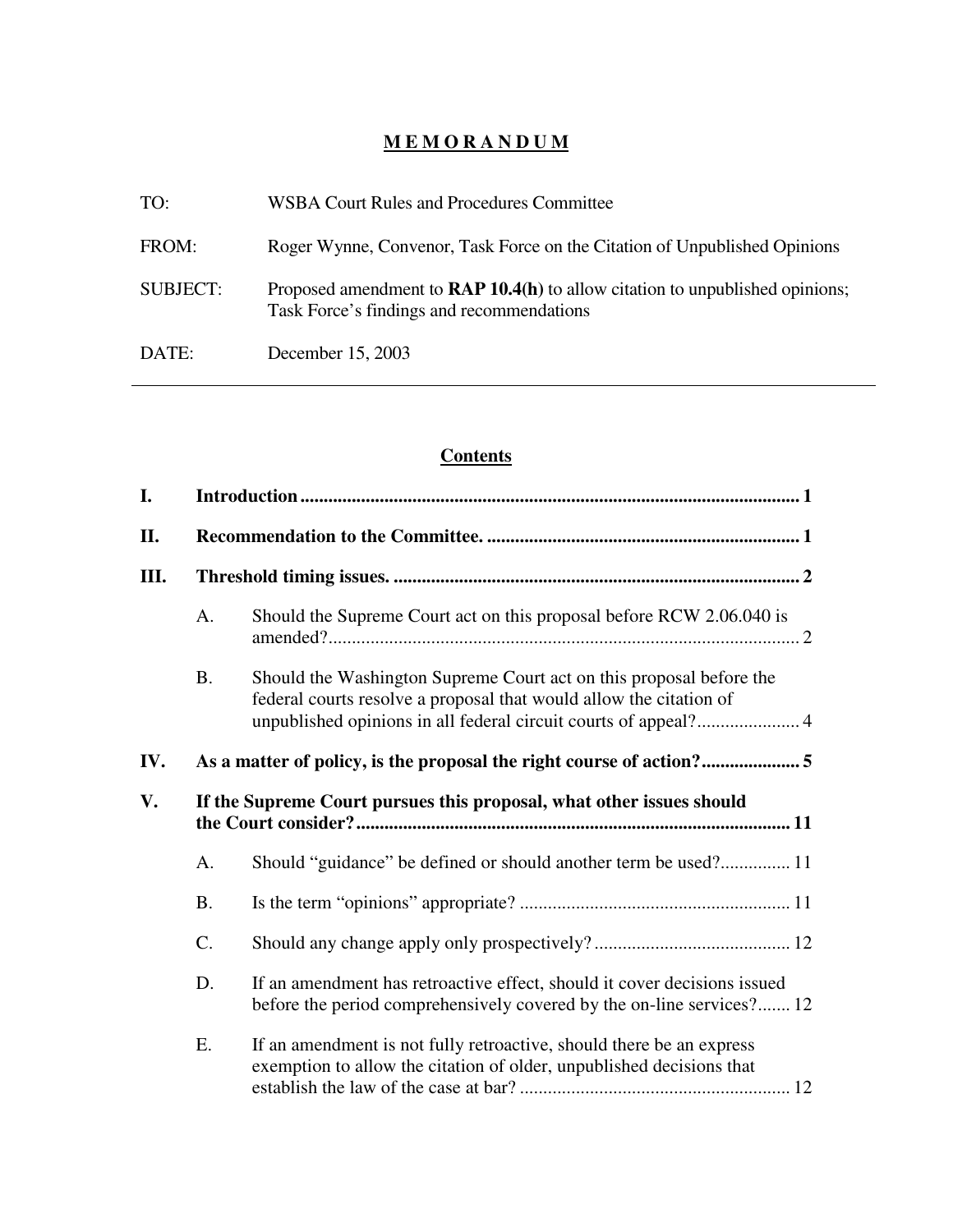# MEMORANDUM

| | |
|---|---|
| TO: | WSBA Court Rules and Procedures Committee |
| FROM: | Roger Wynne, Convenor, Task Force on the Citation of Unpublished Opinions |
| SUBJECT: | Proposed amendment to **RAP 10.4(h)** to allow citation to unpublished opinions; Task Force's findings and recommendations |
| DATE: | December 15, 2003 |

---

## Contents

**I. Introduction** .......... 1

**II. Recommendation to the Committee.** .......... 1

**III. Threshold timing issues.** .......... 2

- A. Should the Supreme Court act on this proposal before RCW 2.06.040 is amended? .......... 2
- B. Should the Washington Supreme Court act on this proposal before the federal courts resolve a proposal that would allow the citation of unpublished opinions in all federal circuit courts of appeal? .......... 4

**IV. As a matter of policy, is the proposal the right course of action?** .......... 5

**V. If the Supreme Court pursues this proposal, what other issues should the Court consider?** .......... 11

- A. Should "guidance" be defined or should another term be used? .......... 11
- B. Is the term "opinions" appropriate? .......... 11
- C. Should any change apply only prospectively? .......... 12
- D. If an amendment has retroactive effect, should it cover decisions issued before the period comprehensively covered by the on-line services? .......... 12
- E. If an amendment is not fully retroactive, should there be an express exemption to allow the citation of older, unpublished decisions that establish the law of the case at bar? .......... 12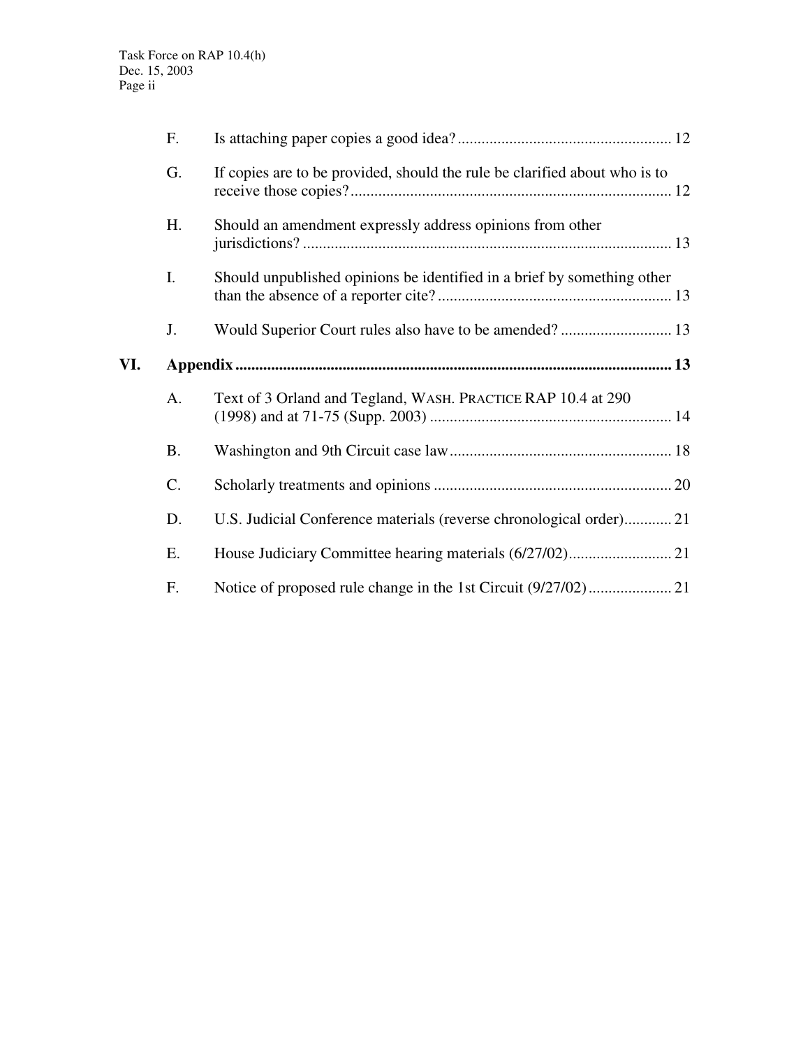F. Is attaching paper copies a good idea? ..... 12

G. If copies are to be provided, should the rule be clarified about who is to receive those copies? ..... 12

H. Should an amendment expressly address opinions from other jurisdictions? ..... 13

I. Should unpublished opinions be identified in a brief by something other than the absence of a reporter cite? ..... 13

J. Would Superior Court rules also have to be amended? ..... 13

**VI. Appendix ..... 13**

A. Text of 3 Orland and Tegland, WASH. PRACTICE RAP 10.4 at 290 (1998) and at 71-75 (Supp. 2003) ..... 14

B. Washington and 9th Circuit case law ..... 18

C. Scholarly treatments and opinions ..... 20

D. U.S. Judicial Conference materials (reverse chronological order) ..... 21

E. House Judiciary Committee hearing materials (6/27/02) ..... 21

F. Notice of proposed rule change in the 1st Circuit (9/27/02) ..... 21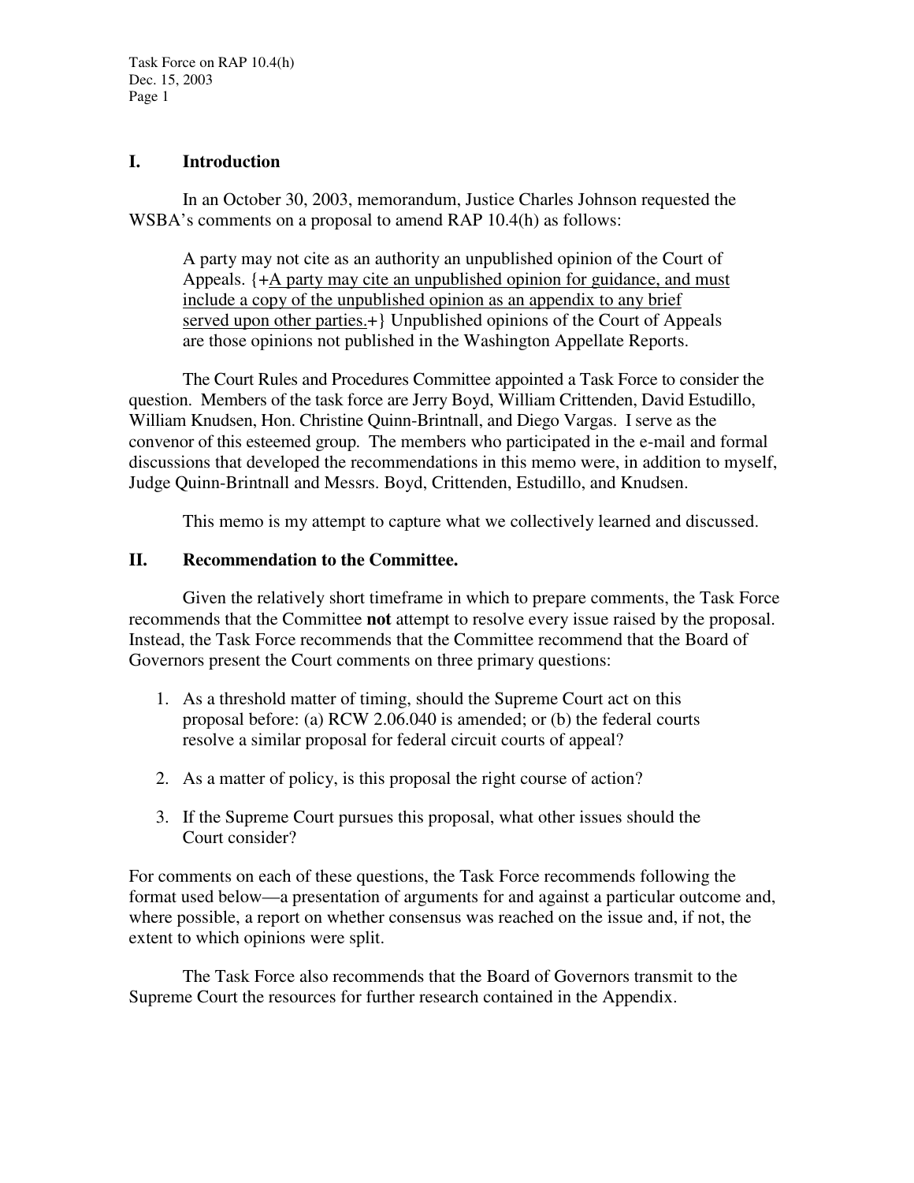## I. Introduction

In an October 30, 2003, memorandum, Justice Charles Johnson requested the WSBA's comments on a proposal to amend RAP 10.4(h) as follows:

> A party may not cite as an authority an unpublished opinion of the Court of Appeals. {+<u>A party may cite an unpublished opinion for guidance, and must include a copy of the unpublished opinion as an appendix to any brief served upon other parties.</u>+} Unpublished opinions of the Court of Appeals are those opinions not published in the Washington Appellate Reports.

The Court Rules and Procedures Committee appointed a Task Force to consider the question. Members of the task force are Jerry Boyd, William Crittenden, David Estudillo, William Knudsen, Hon. Christine Quinn-Brintnall, and Diego Vargas. I serve as the convenor of this esteemed group. The members who participated in the e-mail and formal discussions that developed the recommendations in this memo were, in addition to myself, Judge Quinn-Brintnall and Messrs. Boyd, Crittenden, Estudillo, and Knudsen.

This memo is my attempt to capture what we collectively learned and discussed.

## II. Recommendation to the Committee.

Given the relatively short timeframe in which to prepare comments, the Task Force recommends that the Committee **not** attempt to resolve every issue raised by the proposal. Instead, the Task Force recommends that the Committee recommend that the Board of Governors present the Court comments on three primary questions:

1. As a threshold matter of timing, should the Supreme Court act on this proposal before: (a) RCW 2.06.040 is amended; or (b) the federal courts resolve a similar proposal for federal circuit courts of appeal?
2. As a matter of policy, is this proposal the right course of action?
3. If the Supreme Court pursues this proposal, what other issues should the Court consider?

For comments on each of these questions, the Task Force recommends following the format used below—a presentation of arguments for and against a particular outcome and, where possible, a report on whether consensus was reached on the issue and, if not, the extent to which opinions were split.

The Task Force also recommends that the Board of Governors transmit to the Supreme Court the resources for further research contained in the Appendix.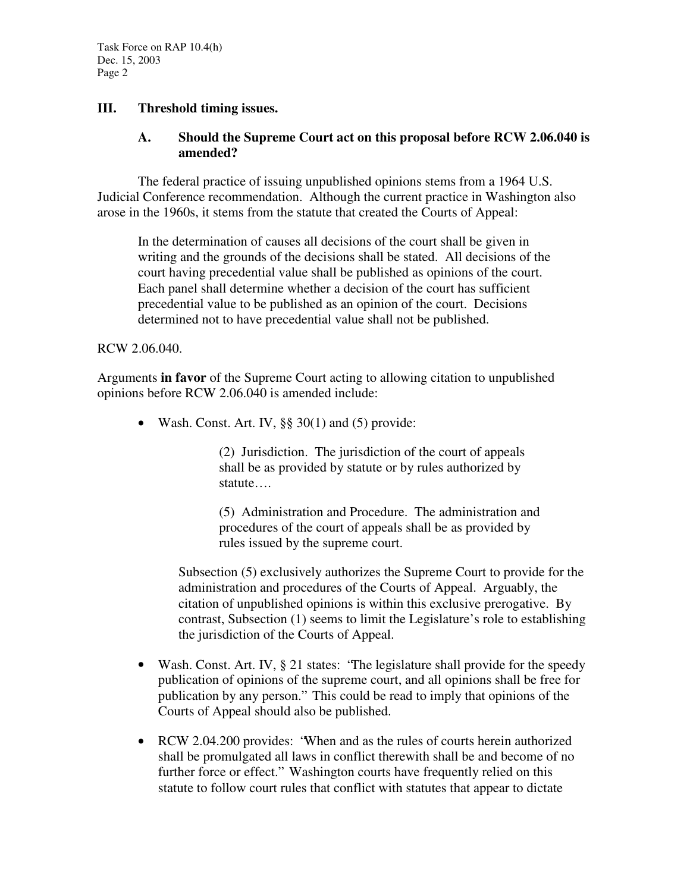## III. Threshold timing issues.

### A. Should the Supreme Court act on this proposal before RCW 2.06.040 is amended?

The federal practice of issuing unpublished opinions stems from a 1964 U.S. Judicial Conference recommendation. Although the current practice in Washington also arose in the 1960s, it stems from the statute that created the Courts of Appeal:

> In the determination of causes all decisions of the court shall be given in writing and the grounds of the decisions shall be stated. All decisions of the court having precedential value shall be published as opinions of the court. Each panel shall determine whether a decision of the court has sufficient precedential value to be published as an opinion of the court. Decisions determined not to have precedential value shall not be published.

RCW 2.06.040.

Arguments **in favor** of the Supreme Court acting to allowing citation to unpublished opinions before RCW 2.06.040 is amended include:

- Wash. Const. Art. IV, §§ 30(1) and (5) provide:

  > (2) Jurisdiction. The jurisdiction of the court of appeals shall be as provided by statute or by rules authorized by statute….
  >
  > (5) Administration and Procedure. The administration and procedures of the court of appeals shall be as provided by rules issued by the supreme court.

  Subsection (5) exclusively authorizes the Supreme Court to provide for the administration and procedures of the Courts of Appeal. Arguably, the citation of unpublished opinions is within this exclusive prerogative. By contrast, Subsection (1) seems to limit the Legislature's role to establishing the jurisdiction of the Courts of Appeal.

- Wash. Const. Art. IV, § 21 states: "The legislature shall provide for the speedy publication of opinions of the supreme court, and all opinions shall be free for publication by any person." This could be read to imply that opinions of the Courts of Appeal should also be published.

- RCW 2.04.200 provides: "When and as the rules of courts herein authorized shall be promulgated all laws in conflict therewith shall be and become of no further force or effect." Washington courts have frequently relied on this statute to follow court rules that conflict with statutes that appear to dictate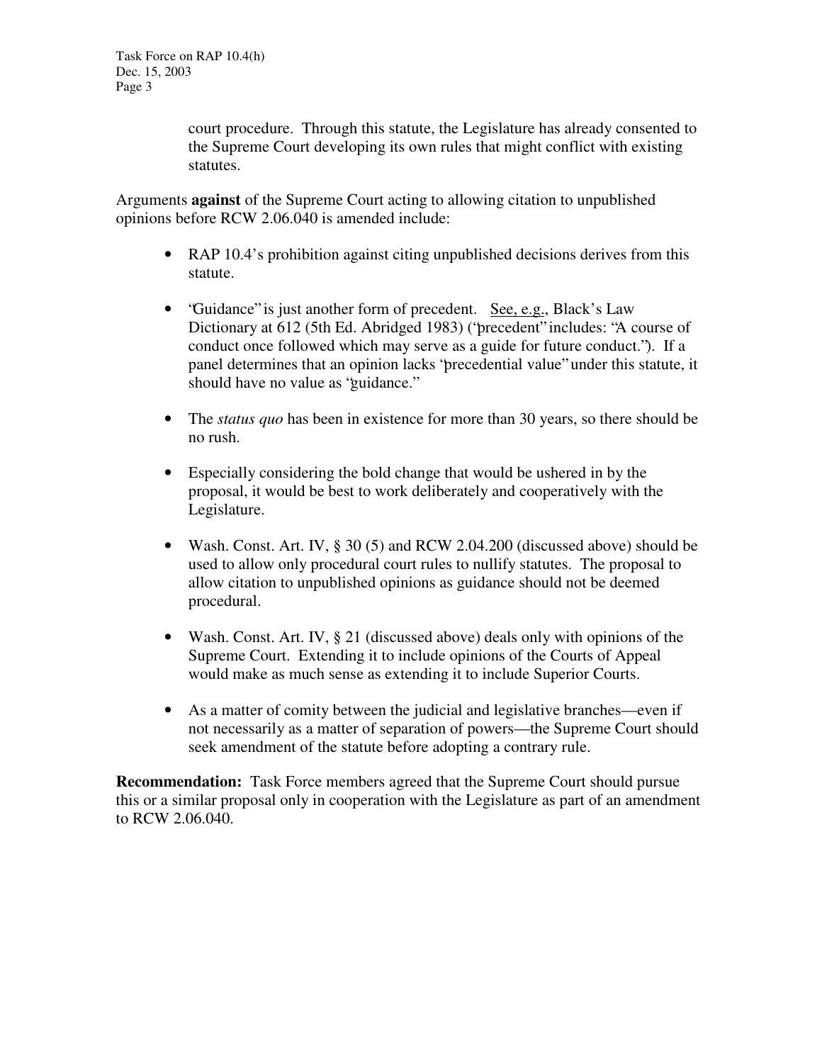court procedure. Through this statute, the Legislature has already consented to the Supreme Court developing its own rules that might conflict with existing statutes.

Arguments **against** of the Supreme Court acting to allowing citation to unpublished opinions before RCW 2.06.040 is amended include:

- RAP 10.4's prohibition against citing unpublished decisions derives from this statute.
- "Guidance" is just another form of precedent. See, e.g., Black's Law Dictionary at 612 (5th Ed. Abridged 1983) ("precedent" includes: "A course of conduct once followed which may serve as a guide for future conduct."). If a panel determines that an opinion lacks "precedential value" under this statute, it should have no value as "guidance."
- The *status quo* has been in existence for more than 30 years, so there should be no rush.
- Especially considering the bold change that would be ushered in by the proposal, it would be best to work deliberately and cooperatively with the Legislature.
- Wash. Const. Art. IV, § 30 (5) and RCW 2.04.200 (discussed above) should be used to allow only procedural court rules to nullify statutes. The proposal to allow citation to unpublished opinions as guidance should not be deemed procedural.
- Wash. Const. Art. IV, § 21 (discussed above) deals only with opinions of the Supreme Court. Extending it to include opinions of the Courts of Appeal would make as much sense as extending it to include Superior Courts.
- As a matter of comity between the judicial and legislative branches—even if not necessarily as a matter of separation of powers—the Supreme Court should seek amendment of the statute before adopting a contrary rule.

**Recommendation:** Task Force members agreed that the Supreme Court should pursue this or a similar proposal only in cooperation with the Legislature as part of an amendment to RCW 2.06.040.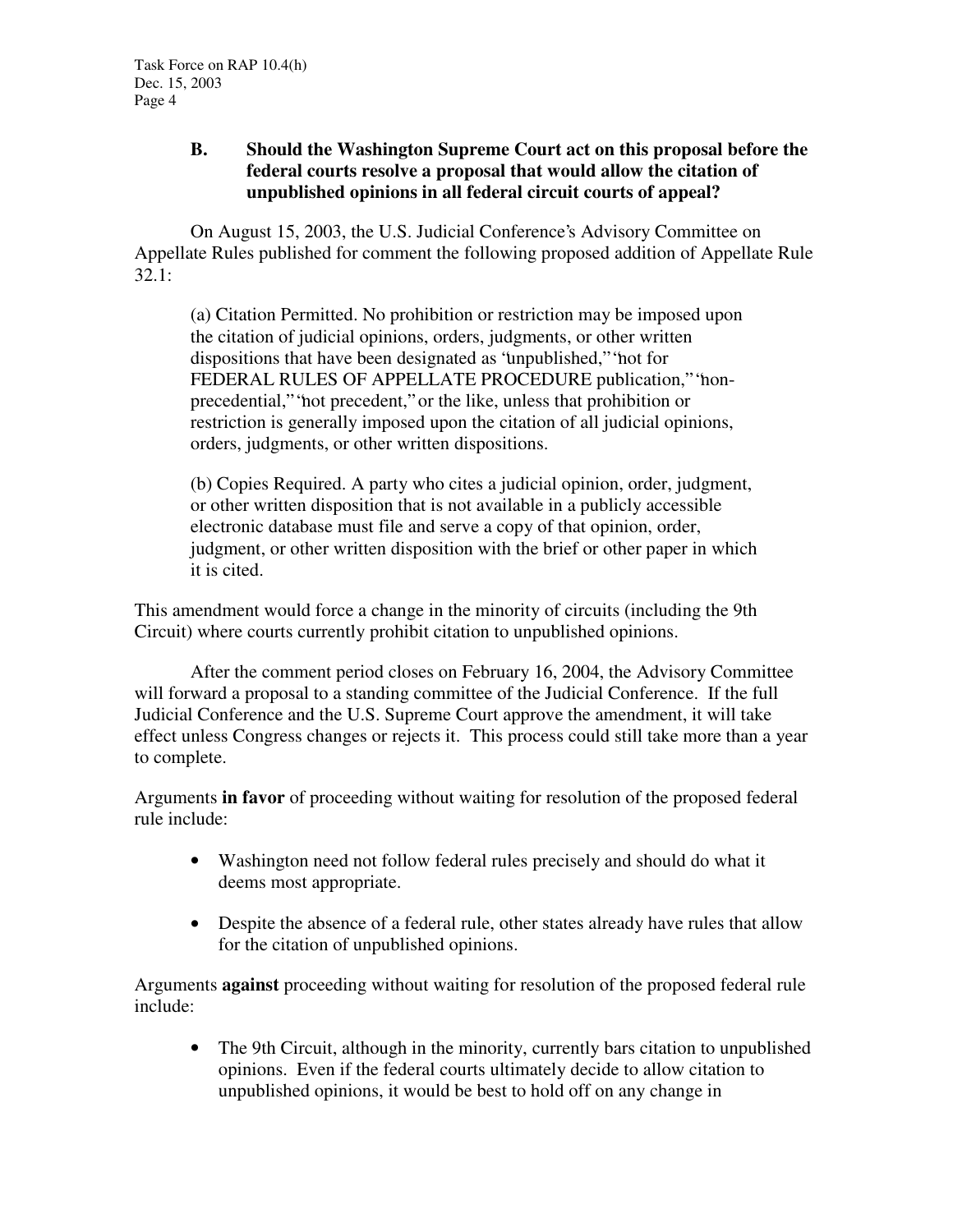### B. Should the Washington Supreme Court act on this proposal before the federal courts resolve a proposal that would allow the citation of unpublished opinions in all federal circuit courts of appeal?

On August 15, 2003, the U.S. Judicial Conference's Advisory Committee on Appellate Rules published for comment the following proposed addition of Appellate Rule 32.1:

> (a) Citation Permitted. No prohibition or restriction may be imposed upon the citation of judicial opinions, orders, judgments, or other written dispositions that have been designated as "unpublished," "not for FEDERAL RULES OF APPELLATE PROCEDURE publication," "non-precedential," "not precedent," or the like, unless that prohibition or restriction is generally imposed upon the citation of all judicial opinions, orders, judgments, or other written dispositions.
>
> (b) Copies Required. A party who cites a judicial opinion, order, judgment, or other written disposition that is not available in a publicly accessible electronic database must file and serve a copy of that opinion, order, judgment, or other written disposition with the brief or other paper in which it is cited.

This amendment would force a change in the minority of circuits (including the 9th Circuit) where courts currently prohibit citation to unpublished opinions.

After the comment period closes on February 16, 2004, the Advisory Committee will forward a proposal to a standing committee of the Judicial Conference. If the full Judicial Conference and the U.S. Supreme Court approve the amendment, it will take effect unless Congress changes or rejects it. This process could still take more than a year to complete.

Arguments **in favor** of proceeding without waiting for resolution of the proposed federal rule include:

- Washington need not follow federal rules precisely and should do what it deems most appropriate.
- Despite the absence of a federal rule, other states already have rules that allow for the citation of unpublished opinions.

Arguments **against** proceeding without waiting for resolution of the proposed federal rule include:

- The 9th Circuit, although in the minority, currently bars citation to unpublished opinions. Even if the federal courts ultimately decide to allow citation to unpublished opinions, it would be best to hold off on any change in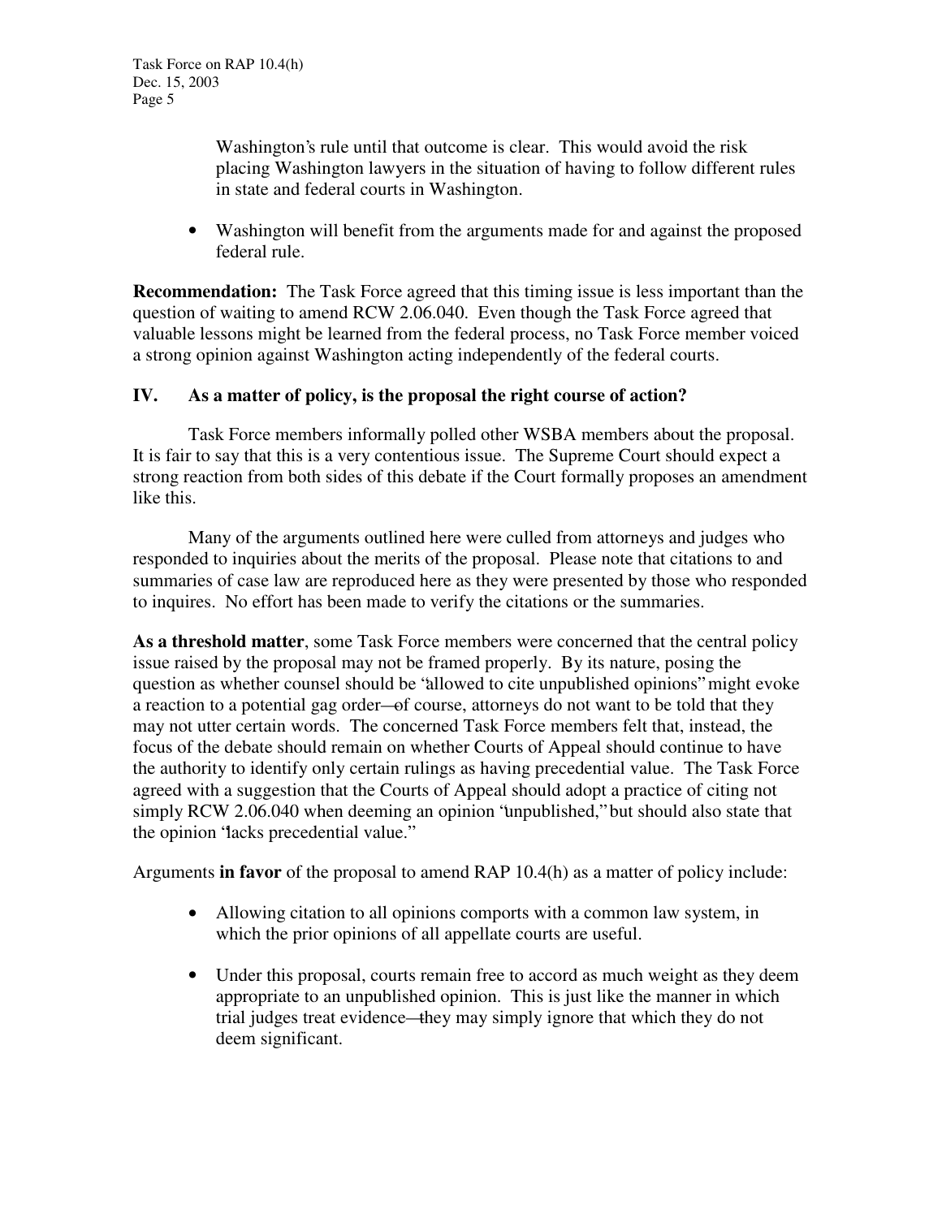Washington's rule until that outcome is clear. This would avoid the risk placing Washington lawyers in the situation of having to follow different rules in state and federal courts in Washington.

- Washington will benefit from the arguments made for and against the proposed federal rule.

**Recommendation:** The Task Force agreed that this timing issue is less important than the question of waiting to amend RCW 2.06.040. Even though the Task Force agreed that valuable lessons might be learned from the federal process, no Task Force member voiced a strong opinion against Washington acting independently of the federal courts.

## IV. As a matter of policy, is the proposal the right course of action?

Task Force members informally polled other WSBA members about the proposal. It is fair to say that this is a very contentious issue. The Supreme Court should expect a strong reaction from both sides of this debate if the Court formally proposes an amendment like this.

Many of the arguments outlined here were culled from attorneys and judges who responded to inquiries about the merits of the proposal. Please note that citations to and summaries of case law are reproduced here as they were presented by those who responded to inquires. No effort has been made to verify the citations or the summaries.

**As a threshold matter**, some Task Force members were concerned that the central policy issue raised by the proposal may not be framed properly. By its nature, posing the question as whether counsel should be "allowed to cite unpublished opinions" might evoke a reaction to a potential gag order—of course, attorneys do not want to be told that they may not utter certain words. The concerned Task Force members felt that, instead, the focus of the debate should remain on whether Courts of Appeal should continue to have the authority to identify only certain rulings as having precedential value. The Task Force agreed with a suggestion that the Courts of Appeal should adopt a practice of citing not simply RCW 2.06.040 when deeming an opinion "unpublished," but should also state that the opinion "lacks precedential value."

Arguments **in favor** of the proposal to amend RAP 10.4(h) as a matter of policy include:

- Allowing citation to all opinions comports with a common law system, in which the prior opinions of all appellate courts are useful.
- Under this proposal, courts remain free to accord as much weight as they deem appropriate to an unpublished opinion. This is just like the manner in which trial judges treat evidence—they may simply ignore that which they do not deem significant.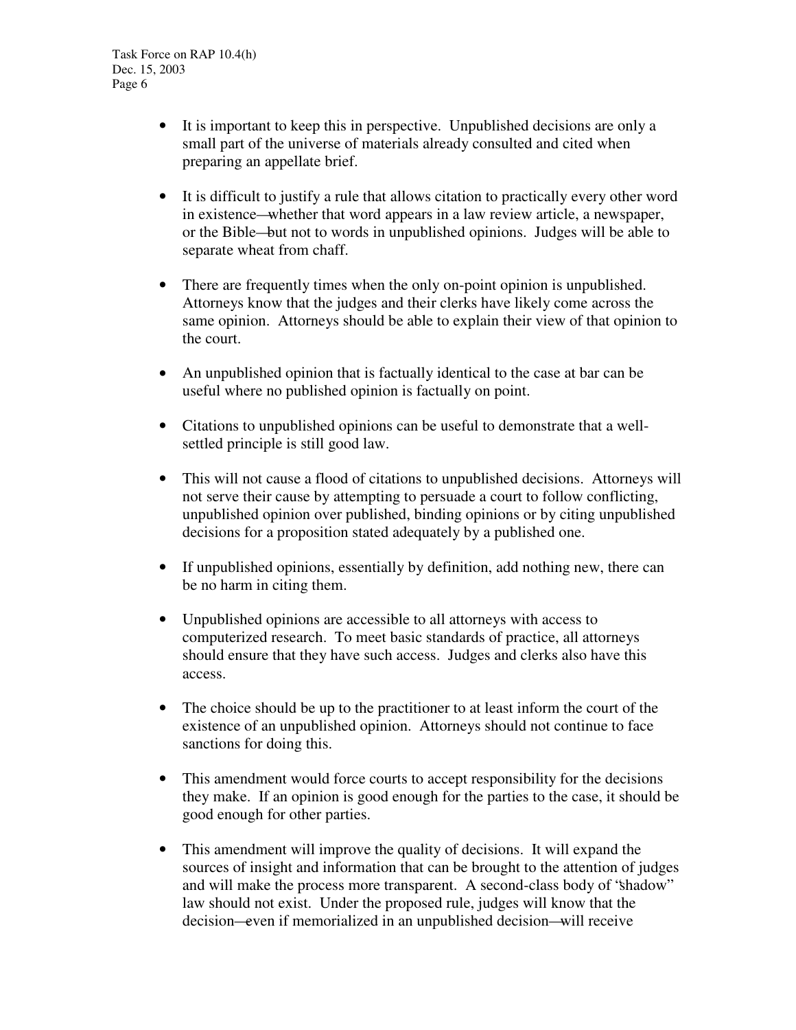- It is important to keep this in perspective. Unpublished decisions are only a small part of the universe of materials already consulted and cited when preparing an appellate brief.

- It is difficult to justify a rule that allows citation to practically every other word in existence—whether that word appears in a law review article, a newspaper, or the Bible—but not to words in unpublished opinions. Judges will be able to separate wheat from chaff.

- There are frequently times when the only on-point opinion is unpublished. Attorneys know that the judges and their clerks have likely come across the same opinion. Attorneys should be able to explain their view of that opinion to the court.

- An unpublished opinion that is factually identical to the case at bar can be useful where no published opinion is factually on point.

- Citations to unpublished opinions can be useful to demonstrate that a well-settled principle is still good law.

- This will not cause a flood of citations to unpublished decisions. Attorneys will not serve their cause by attempting to persuade a court to follow conflicting, unpublished opinion over published, binding opinions or by citing unpublished decisions for a proposition stated adequately by a published one.

- If unpublished opinions, essentially by definition, add nothing new, there can be no harm in citing them.

- Unpublished opinions are accessible to all attorneys with access to computerized research. To meet basic standards of practice, all attorneys should ensure that they have such access. Judges and clerks also have this access.

- The choice should be up to the practitioner to at least inform the court of the existence of an unpublished opinion. Attorneys should not continue to face sanctions for doing this.

- This amendment would force courts to accept responsibility for the decisions they make. If an opinion is good enough for the parties to the case, it should be good enough for other parties.

- This amendment will improve the quality of decisions. It will expand the sources of insight and information that can be brought to the attention of judges and will make the process more transparent. A second-class body of "shadow" law should not exist. Under the proposed rule, judges will know that the decision—even if memorialized in an unpublished decision—will receive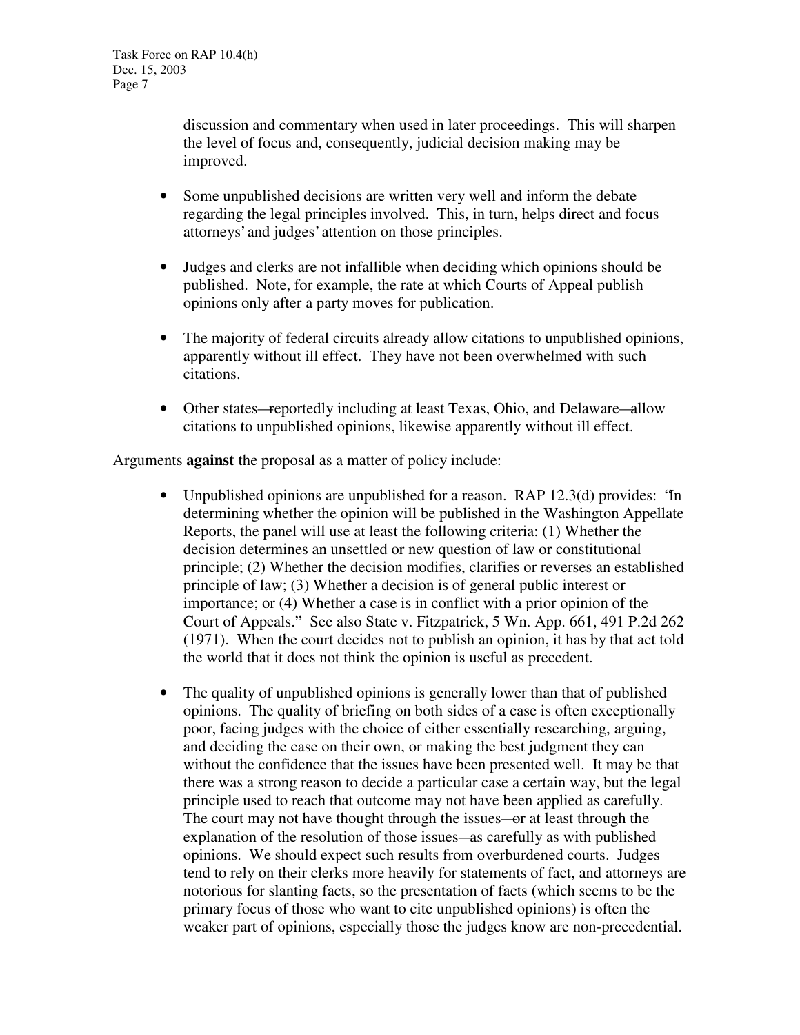discussion and commentary when used in later proceedings. This will sharpen the level of focus and, consequently, judicial decision making may be improved.

- Some unpublished decisions are written very well and inform the debate regarding the legal principles involved. This, in turn, helps direct and focus attorneys' and judges' attention on those principles.

- Judges and clerks are not infallible when deciding which opinions should be published. Note, for example, the rate at which Courts of Appeal publish opinions only after a party moves for publication.

- The majority of federal circuits already allow citations to unpublished opinions, apparently without ill effect. They have not been overwhelmed with such citations.

- Other states—reportedly including at least Texas, Ohio, and Delaware—allow citations to unpublished opinions, likewise apparently without ill effect.

Arguments **against** the proposal as a matter of policy include:

- Unpublished opinions are unpublished for a reason. RAP 12.3(d) provides: "In determining whether the opinion will be published in the Washington Appellate Reports, the panel will use at least the following criteria: (1) Whether the decision determines an unsettled or new question of law or constitutional principle; (2) Whether the decision modifies, clarifies or reverses an established principle of law; (3) Whether a decision is of general public interest or importance; or (4) Whether a case is in conflict with a prior opinion of the Court of Appeals." See also State v. Fitzpatrick, 5 Wn. App. 661, 491 P.2d 262 (1971). When the court decides not to publish an opinion, it has by that act told the world that it does not think the opinion is useful as precedent.

- The quality of unpublished opinions is generally lower than that of published opinions. The quality of briefing on both sides of a case is often exceptionally poor, facing judges with the choice of either essentially researching, arguing, and deciding the case on their own, or making the best judgment they can without the confidence that the issues have been presented well. It may be that there was a strong reason to decide a particular case a certain way, but the legal principle used to reach that outcome may not have been applied as carefully. The court may not have thought through the issues—or at least through the explanation of the resolution of those issues—as carefully as with published opinions. We should expect such results from overburdened courts. Judges tend to rely on their clerks more heavily for statements of fact, and attorneys are notorious for slanting facts, so the presentation of facts (which seems to be the primary focus of those who want to cite unpublished opinions) is often the weaker part of opinions, especially those the judges know are non-precedential.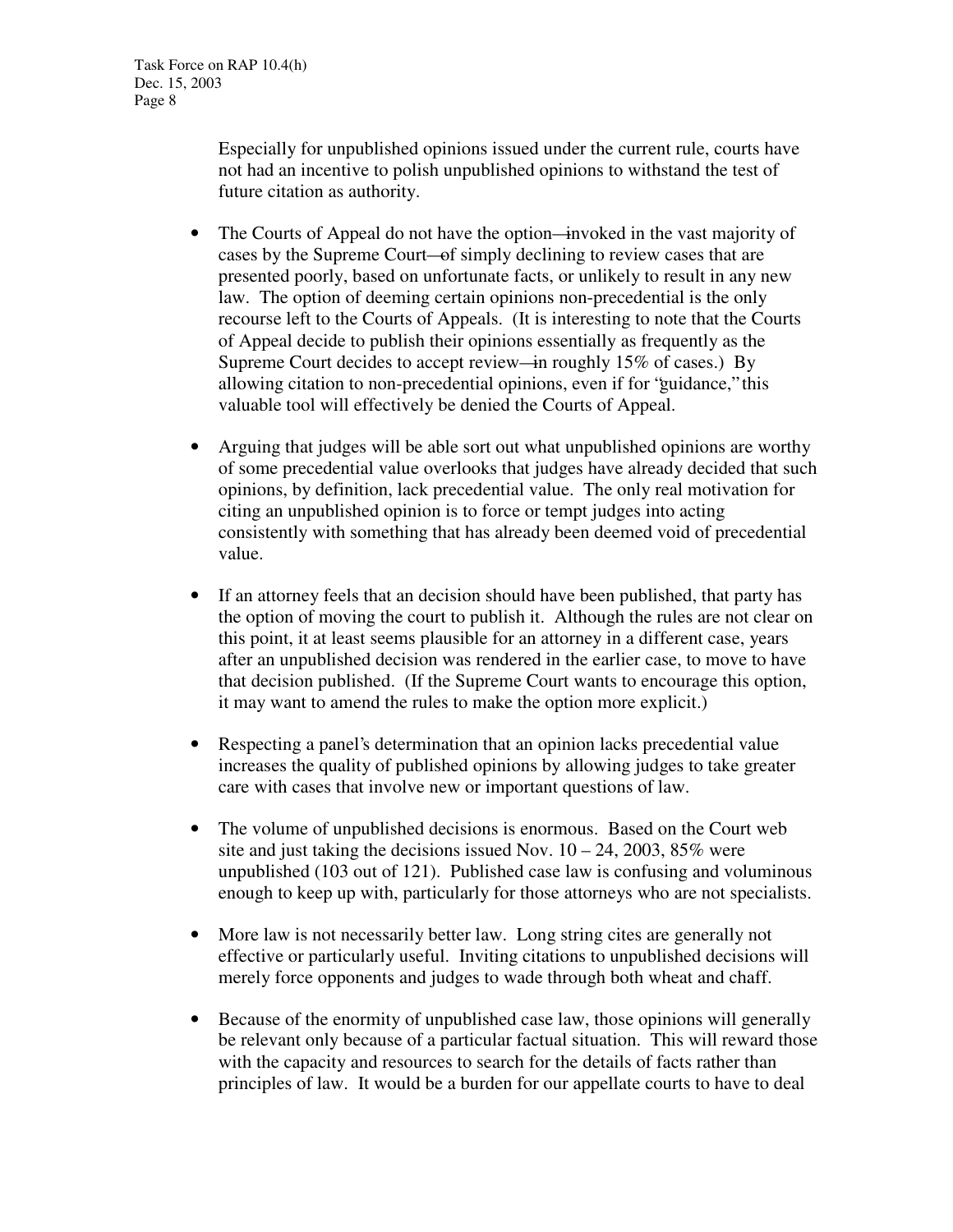Especially for unpublished opinions issued under the current rule, courts have not had an incentive to polish unpublished opinions to withstand the test of future citation as authority.

- The Courts of Appeal do not have the option—invoked in the vast majority of cases by the Supreme Court—of simply declining to review cases that are presented poorly, based on unfortunate facts, or unlikely to result in any new law. The option of deeming certain opinions non-precedential is the only recourse left to the Courts of Appeals. (It is interesting to note that the Courts of Appeal decide to publish their opinions essentially as frequently as the Supreme Court decides to accept review—in roughly 15% of cases.) By allowing citation to non-precedential opinions, even if for "guidance," this valuable tool will effectively be denied the Courts of Appeal.

- Arguing that judges will be able sort out what unpublished opinions are worthy of some precedential value overlooks that judges have already decided that such opinions, by definition, lack precedential value. The only real motivation for citing an unpublished opinion is to force or tempt judges into acting consistently with something that has already been deemed void of precedential value.

- If an attorney feels that an decision should have been published, that party has the option of moving the court to publish it. Although the rules are not clear on this point, it at least seems plausible for an attorney in a different case, years after an unpublished decision was rendered in the earlier case, to move to have that decision published. (If the Supreme Court wants to encourage this option, it may want to amend the rules to make the option more explicit.)

- Respecting a panel's determination that an opinion lacks precedential value increases the quality of published opinions by allowing judges to take greater care with cases that involve new or important questions of law.

- The volume of unpublished decisions is enormous. Based on the Court web site and just taking the decisions issued Nov. 10 – 24, 2003, 85% were unpublished (103 out of 121). Published case law is confusing and voluminous enough to keep up with, particularly for those attorneys who are not specialists.

- More law is not necessarily better law. Long string cites are generally not effective or particularly useful. Inviting citations to unpublished decisions will merely force opponents and judges to wade through both wheat and chaff.

- Because of the enormity of unpublished case law, those opinions will generally be relevant only because of a particular factual situation. This will reward those with the capacity and resources to search for the details of facts rather than principles of law. It would be a burden for our appellate courts to have to deal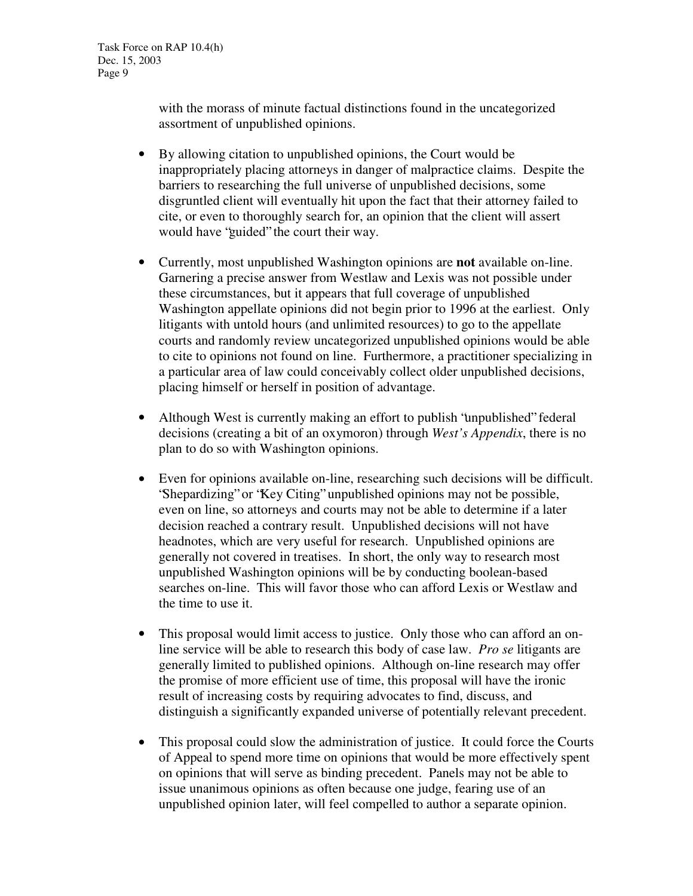with the morass of minute factual distinctions found in the uncategorized assortment of unpublished opinions.

- By allowing citation to unpublished opinions, the Court would be inappropriately placing attorneys in danger of malpractice claims. Despite the barriers to researching the full universe of unpublished decisions, some disgruntled client will eventually hit upon the fact that their attorney failed to cite, or even to thoroughly search for, an opinion that the client will assert would have "guided" the court their way.

- Currently, most unpublished Washington opinions are **not** available on-line. Garnering a precise answer from Westlaw and Lexis was not possible under these circumstances, but it appears that full coverage of unpublished Washington appellate opinions did not begin prior to 1996 at the earliest. Only litigants with untold hours (and unlimited resources) to go to the appellate courts and randomly review uncategorized unpublished opinions would be able to cite to opinions not found on line. Furthermore, a practitioner specializing in a particular area of law could conceivably collect older unpublished decisions, placing himself or herself in position of advantage.

- Although West is currently making an effort to publish "unpublished" federal decisions (creating a bit of an oxymoron) through *West's Appendix*, there is no plan to do so with Washington opinions.

- Even for opinions available on-line, researching such decisions will be difficult. "Shepardizing" or "Key Citing" unpublished opinions may not be possible, even on line, so attorneys and courts may not be able to determine if a later decision reached a contrary result. Unpublished decisions will not have headnotes, which are very useful for research. Unpublished opinions are generally not covered in treatises. In short, the only way to research most unpublished Washington opinions will be by conducting boolean-based searches on-line. This will favor those who can afford Lexis or Westlaw and the time to use it.

- This proposal would limit access to justice. Only those who can afford an on-line service will be able to research this body of case law. *Pro se* litigants are generally limited to published opinions. Although on-line research may offer the promise of more efficient use of time, this proposal will have the ironic result of increasing costs by requiring advocates to find, discuss, and distinguish a significantly expanded universe of potentially relevant precedent.

- This proposal could slow the administration of justice. It could force the Courts of Appeal to spend more time on opinions that would be more effectively spent on opinions that will serve as binding precedent. Panels may not be able to issue unanimous opinions as often because one judge, fearing use of an unpublished opinion later, will feel compelled to author a separate opinion.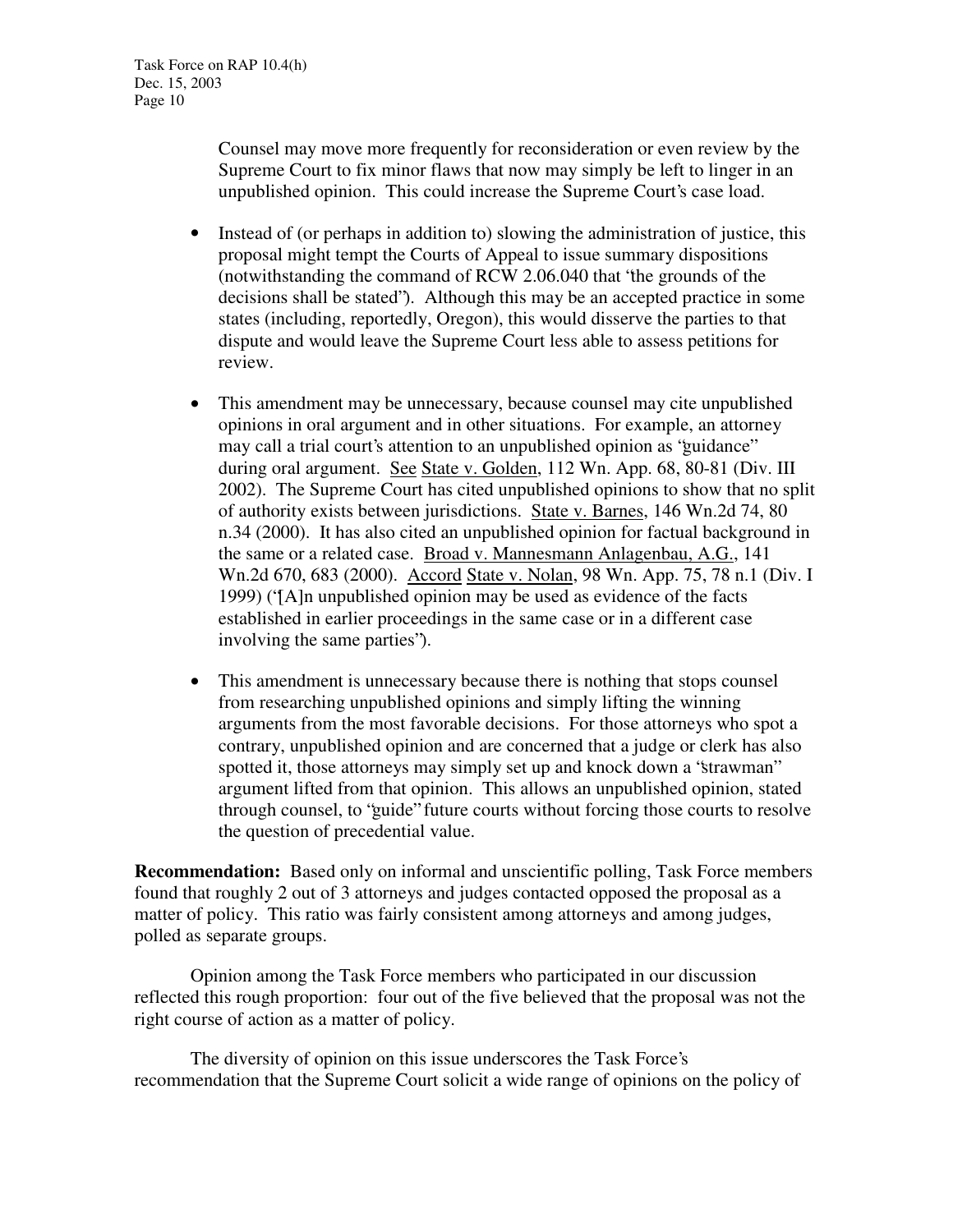Counsel may move more frequently for reconsideration or even review by the Supreme Court to fix minor flaws that now may simply be left to linger in an unpublished opinion. This could increase the Supreme Court's case load.

- Instead of (or perhaps in addition to) slowing the administration of justice, this proposal might tempt the Courts of Appeal to issue summary dispositions (notwithstanding the command of RCW 2.06.040 that "the grounds of the decisions shall be stated"). Although this may be an accepted practice in some states (including, reportedly, Oregon), this would disserve the parties to that dispute and would leave the Supreme Court less able to assess petitions for review.

- This amendment may be unnecessary, because counsel may cite unpublished opinions in oral argument and in other situations. For example, an attorney may call a trial court's attention to an unpublished opinion as "guidance" during oral argument. See State v. Golden, 112 Wn. App. 68, 80-81 (Div. III 2002). The Supreme Court has cited unpublished opinions to show that no split of authority exists between jurisdictions. State v. Barnes, 146 Wn.2d 74, 80 n.34 (2000). It has also cited an unpublished opinion for factual background in the same or a related case. Broad v. Mannesmann Anlagenbau, A.G., 141 Wn.2d 670, 683 (2000). Accord State v. Nolan, 98 Wn. App. 75, 78 n.1 (Div. I 1999) ("[A]n unpublished opinion may be used as evidence of the facts established in earlier proceedings in the same case or in a different case involving the same parties").

- This amendment is unnecessary because there is nothing that stops counsel from researching unpublished opinions and simply lifting the winning arguments from the most favorable decisions. For those attorneys who spot a contrary, unpublished opinion and are concerned that a judge or clerk has also spotted it, those attorneys may simply set up and knock down a "strawman" argument lifted from that opinion. This allows an unpublished opinion, stated through counsel, to "guide" future courts without forcing those courts to resolve the question of precedential value.

**Recommendation:** Based only on informal and unscientific polling, Task Force members found that roughly 2 out of 3 attorneys and judges contacted opposed the proposal as a matter of policy. This ratio was fairly consistent among attorneys and among judges, polled as separate groups.

Opinion among the Task Force members who participated in our discussion reflected this rough proportion: four out of the five believed that the proposal was not the right course of action as a matter of policy.

The diversity of opinion on this issue underscores the Task Force's recommendation that the Supreme Court solicit a wide range of opinions on the policy of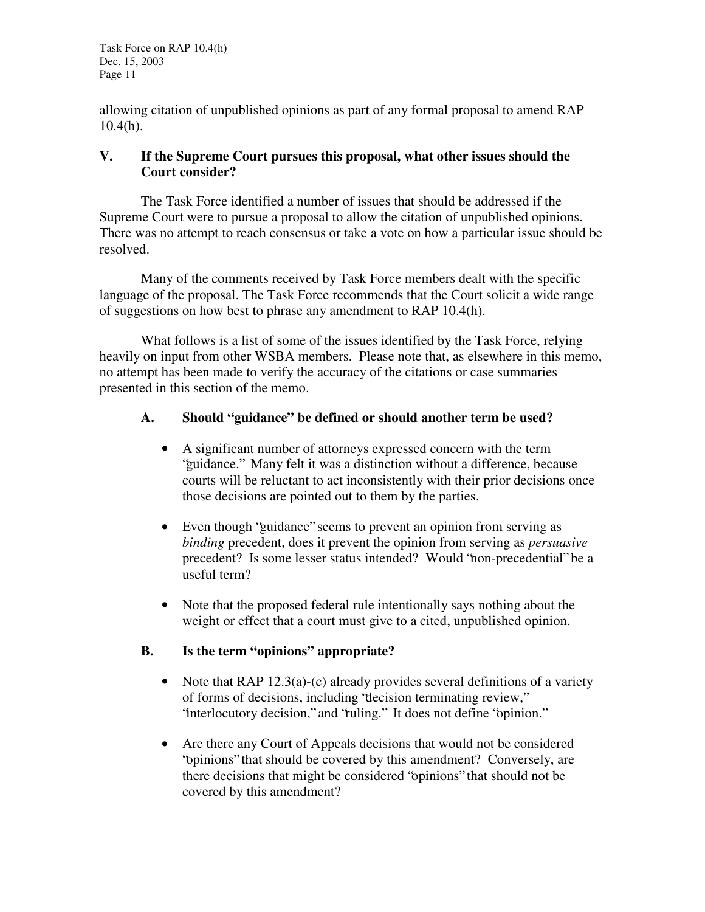allowing citation of unpublished opinions as part of any formal proposal to amend RAP 10.4(h).

## V. If the Supreme Court pursues this proposal, what other issues should the Court consider?

The Task Force identified a number of issues that should be addressed if the Supreme Court were to pursue a proposal to allow the citation of unpublished opinions. There was no attempt to reach consensus or take a vote on how a particular issue should be resolved.

Many of the comments received by Task Force members dealt with the specific language of the proposal. The Task Force recommends that the Court solicit a wide range of suggestions on how best to phrase any amendment to RAP 10.4(h).

What follows is a list of some of the issues identified by the Task Force, relying heavily on input from other WSBA members. Please note that, as elsewhere in this memo, no attempt has been made to verify the accuracy of the citations or case summaries presented in this section of the memo.

### A. Should "guidance" be defined or should another term be used?

- A significant number of attorneys expressed concern with the term "guidance." Many felt it was a distinction without a difference, because courts will be reluctant to act inconsistently with their prior decisions once those decisions are pointed out to them by the parties.
- Even though "guidance" seems to prevent an opinion from serving as *binding* precedent, does it prevent the opinion from serving as *persuasive* precedent? Is some lesser status intended? Would "non-precedential" be a useful term?
- Note that the proposed federal rule intentionally says nothing about the weight or effect that a court must give to a cited, unpublished opinion.

### B. Is the term "opinions" appropriate?

- Note that RAP 12.3(a)-(c) already provides several definitions of a variety of forms of decisions, including "decision terminating review," "interlocutory decision," and "ruling." It does not define "opinion."
- Are there any Court of Appeals decisions that would not be considered "opinions" that should be covered by this amendment? Conversely, are there decisions that might be considered "opinions" that should not be covered by this amendment?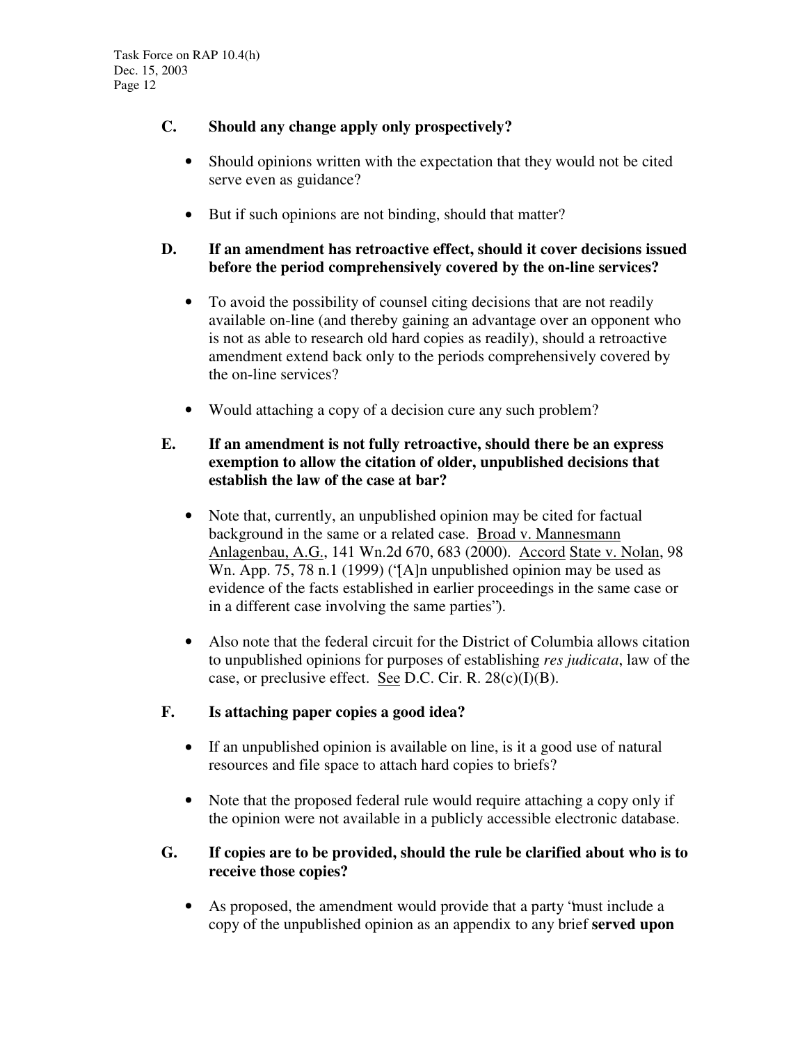### C. Should any change apply only prospectively?

- Should opinions written with the expectation that they would not be cited serve even as guidance?
- But if such opinions are not binding, should that matter?

### D. If an amendment has retroactive effect, should it cover decisions issued before the period comprehensively covered by the on-line services?

- To avoid the possibility of counsel citing decisions that are not readily available on-line (and thereby gaining an advantage over an opponent who is not as able to research old hard copies as readily), should a retroactive amendment extend back only to the periods comprehensively covered by the on-line services?
- Would attaching a copy of a decision cure any such problem?

### E. If an amendment is not fully retroactive, should there be an express exemption to allow the citation of older, unpublished decisions that establish the law of the case at bar?

- Note that, currently, an unpublished opinion may be cited for factual background in the same or a related case. Broad v. Mannesmann Anlagenbau, A.G., 141 Wn.2d 670, 683 (2000). Accord State v. Nolan, 98 Wn. App. 75, 78 n.1 (1999) ("[A]n unpublished opinion may be used as evidence of the facts established in earlier proceedings in the same case or in a different case involving the same parties").
- Also note that the federal circuit for the District of Columbia allows citation to unpublished opinions for purposes of establishing *res judicata*, law of the case, or preclusive effect. See D.C. Cir. R. 28(c)(I)(B).

### F. Is attaching paper copies a good idea?

- If an unpublished opinion is available on line, is it a good use of natural resources and file space to attach hard copies to briefs?
- Note that the proposed federal rule would require attaching a copy only if the opinion were not available in a publicly accessible electronic database.

### G. If copies are to be provided, should the rule be clarified about who is to receive those copies?

- As proposed, the amendment would provide that a party "must include a copy of the unpublished opinion as an appendix to any brief **served upon**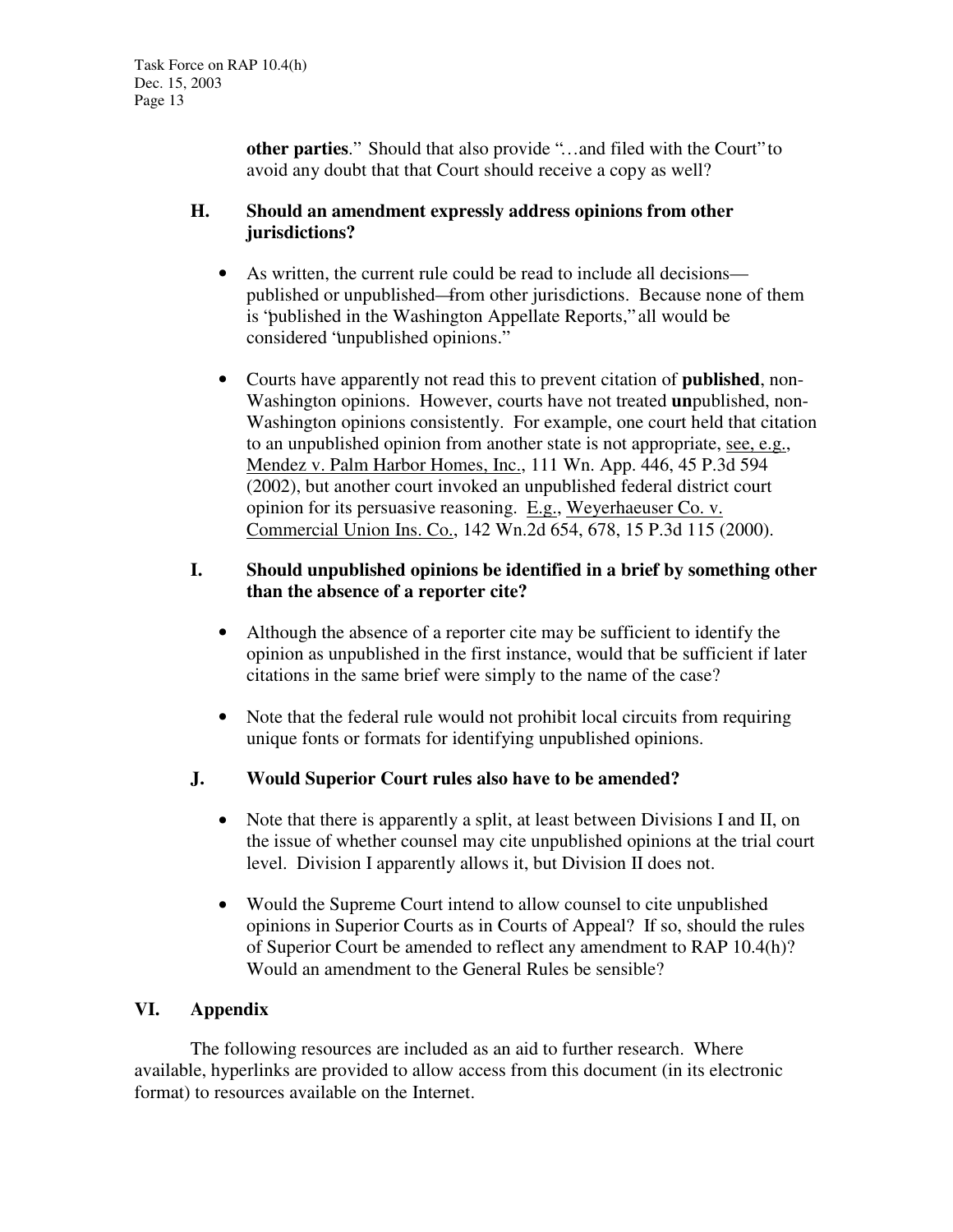**other parties**." Should that also provide "…and filed with the Court" to avoid any doubt that that Court should receive a copy as well?

### H. Should an amendment expressly address opinions from other jurisdictions?

- As written, the current rule could be read to include all decisions—published or unpublished—from other jurisdictions. Because none of them is "published in the Washington Appellate Reports," all would be considered "unpublished opinions."
- Courts have apparently not read this to prevent citation of **published**, non-Washington opinions. However, courts have not treated **un**published, non-Washington opinions consistently. For example, one court held that citation to an unpublished opinion from another state is not appropriate, see, e.g., Mendez v. Palm Harbor Homes, Inc., 111 Wn. App. 446, 45 P.3d 594 (2002), but another court invoked an unpublished federal district court opinion for its persuasive reasoning. E.g., Weyerhaeuser Co. v. Commercial Union Ins. Co., 142 Wn.2d 654, 678, 15 P.3d 115 (2000).

### I. Should unpublished opinions be identified in a brief by something other than the absence of a reporter cite?

- Although the absence of a reporter cite may be sufficient to identify the opinion as unpublished in the first instance, would that be sufficient if later citations in the same brief were simply to the name of the case?
- Note that the federal rule would not prohibit local circuits from requiring unique fonts or formats for identifying unpublished opinions.

### J. Would Superior Court rules also have to be amended?

- Note that there is apparently a split, at least between Divisions I and II, on the issue of whether counsel may cite unpublished opinions at the trial court level. Division I apparently allows it, but Division II does not.
- Would the Supreme Court intend to allow counsel to cite unpublished opinions in Superior Courts as in Courts of Appeal? If so, should the rules of Superior Court be amended to reflect any amendment to RAP 10.4(h)? Would an amendment to the General Rules be sensible?

## VI. Appendix

The following resources are included as an aid to further research. Where available, hyperlinks are provided to allow access from this document (in its electronic format) to resources available on the Internet.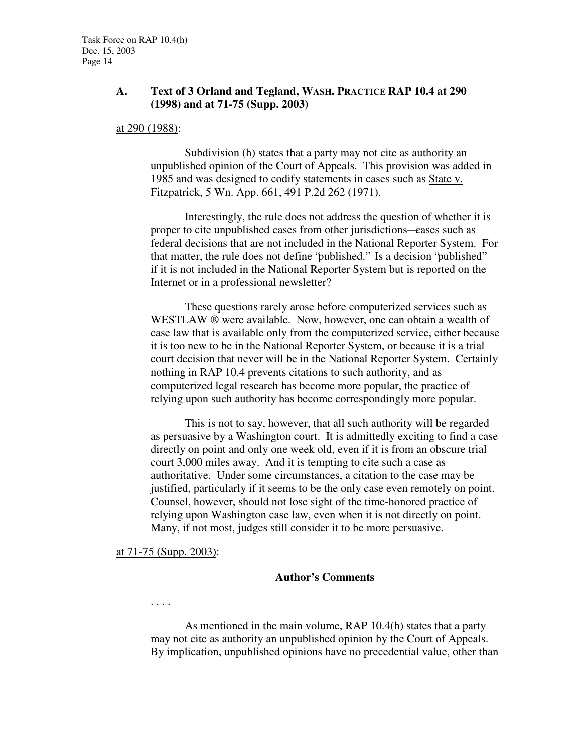### A. Text of 3 Orland and Tegland, WASH. PRACTICE RAP 10.4 at 290 (1998) and at 71-75 (Supp. 2003)

at 290 (1988):

> Subdivision (h) states that a party may not cite as authority an unpublished opinion of the Court of Appeals. This provision was added in 1985 and was designed to codify statements in cases such as State v. Fitzpatrick, 5 Wn. App. 661, 491 P.2d 262 (1971).
>
> Interestingly, the rule does not address the question of whether it is proper to cite unpublished cases from other jurisdictions—cases such as federal decisions that are not included in the National Reporter System. For that matter, the rule does not define "published." Is a decision "published" if it is not included in the National Reporter System but is reported on the Internet or in a professional newsletter?
>
> These questions rarely arose before computerized services such as WESTLAW ® were available. Now, however, one can obtain a wealth of case law that is available only from the computerized service, either because it is too new to be in the National Reporter System, or because it is a trial court decision that never will be in the National Reporter System. Certainly nothing in RAP 10.4 prevents citations to such authority, and as computerized legal research has become more popular, the practice of relying upon such authority has become correspondingly more popular.
>
> This is not to say, however, that all such authority will be regarded as persuasive by a Washington court. It is admittedly exciting to find a case directly on point and only one week old, even if it is from an obscure trial court 3,000 miles away. And it is tempting to cite such a case as authoritative. Under some circumstances, a citation to the case may be justified, particularly if it seems to be the only case even remotely on point. Counsel, however, should not lose sight of the time-honored practice of relying upon Washington case law, even when it is not directly on point. Many, if not most, judges still consider it to be more persuasive.

at 71-75 (Supp. 2003):

> **Author's Comments**
>
> . . . .
>
> As mentioned in the main volume, RAP 10.4(h) states that a party may not cite as authority an unpublished opinion by the Court of Appeals. By implication, unpublished opinions have no precedential value, other than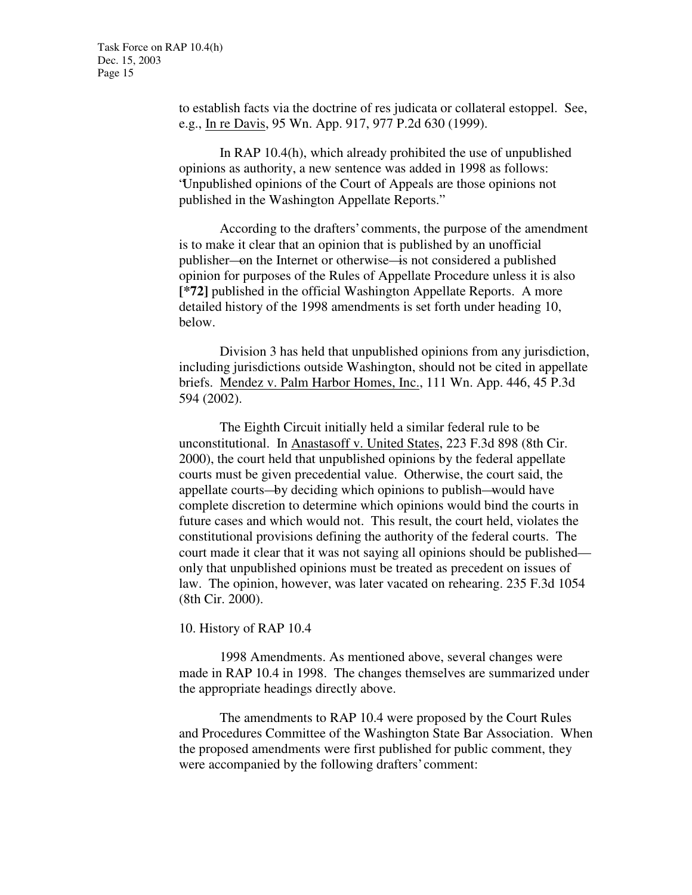to establish facts via the doctrine of res judicata or collateral estoppel. See, e.g., In re Davis, 95 Wn. App. 917, 977 P.2d 630 (1999).

In RAP 10.4(h), which already prohibited the use of unpublished opinions as authority, a new sentence was added in 1998 as follows: "Unpublished opinions of the Court of Appeals are those opinions not published in the Washington Appellate Reports."

According to the drafters' comments, the purpose of the amendment is to make it clear that an opinion that is published by an unofficial publisher—on the Internet or otherwise—is not considered a published opinion for purposes of the Rules of Appellate Procedure unless it is also **[*72]** published in the official Washington Appellate Reports. A more detailed history of the 1998 amendments is set forth under heading 10, below.

Division 3 has held that unpublished opinions from any jurisdiction, including jurisdictions outside Washington, should not be cited in appellate briefs. Mendez v. Palm Harbor Homes, Inc., 111 Wn. App. 446, 45 P.3d 594 (2002).

The Eighth Circuit initially held a similar federal rule to be unconstitutional. In Anastasoff v. United States, 223 F.3d 898 (8th Cir. 2000), the court held that unpublished opinions by the federal appellate courts must be given precedential value. Otherwise, the court said, the appellate courts—by deciding which opinions to publish—would have complete discretion to determine which opinions would bind the courts in future cases and which would not. This result, the court held, violates the constitutional provisions defining the authority of the federal courts. The court made it clear that it was not saying all opinions should be published—only that unpublished opinions must be treated as precedent on issues of law. The opinion, however, was later vacated on rehearing. 235 F.3d 1054 (8th Cir. 2000).

10. History of RAP 10.4

1998 Amendments. As mentioned above, several changes were made in RAP 10.4 in 1998. The changes themselves are summarized under the appropriate headings directly above.

The amendments to RAP 10.4 were proposed by the Court Rules and Procedures Committee of the Washington State Bar Association. When the proposed amendments were first published for public comment, they were accompanied by the following drafters' comment: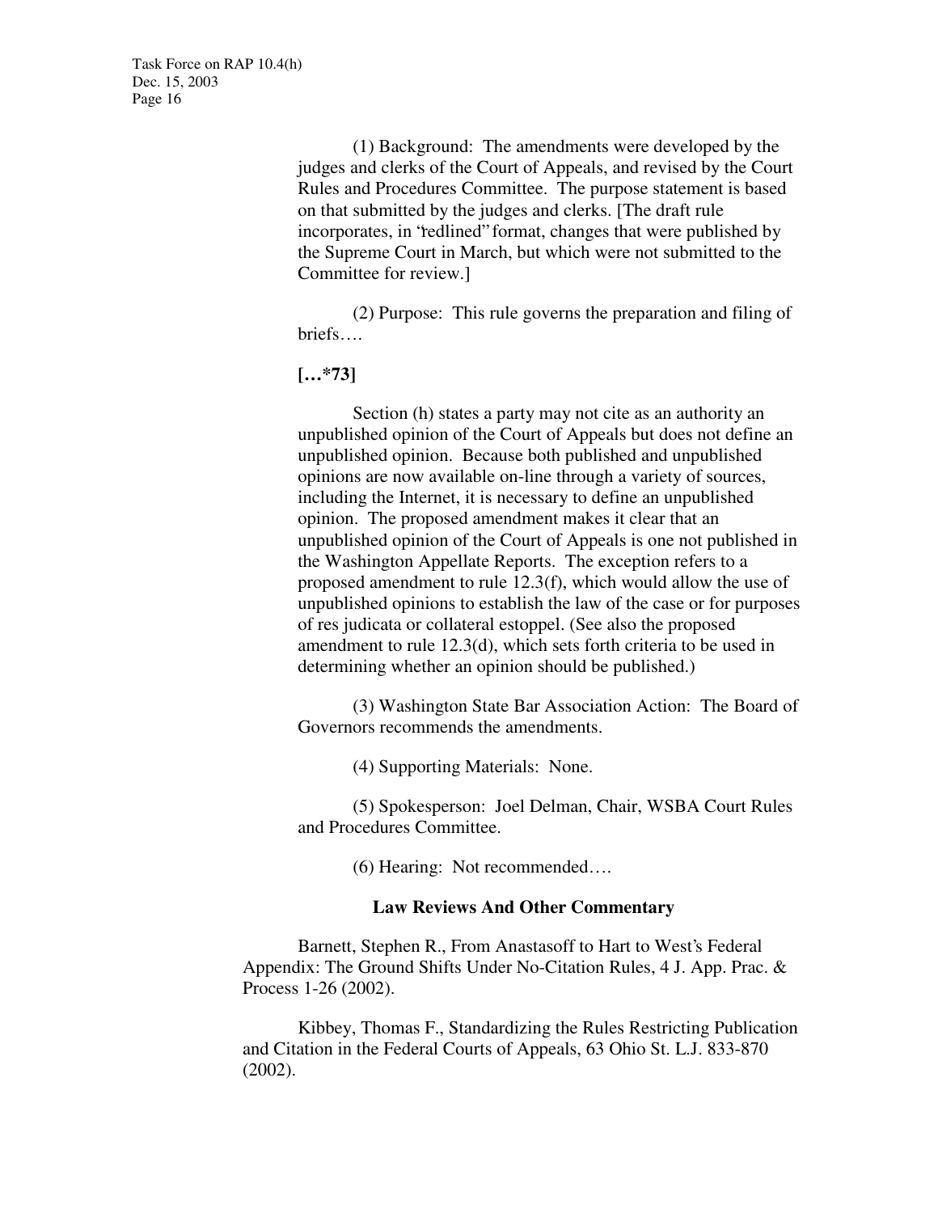(1) Background: The amendments were developed by the judges and clerks of the Court of Appeals, and revised by the Court Rules and Procedures Committee. The purpose statement is based on that submitted by the judges and clerks. [The draft rule incorporates, in "redlined" format, changes that were published by the Supreme Court in March, but which were not submitted to the Committee for review.]

(2) Purpose: This rule governs the preparation and filing of briefs….

**[…*73]**

Section (h) states a party may not cite as an authority an unpublished opinion of the Court of Appeals but does not define an unpublished opinion. Because both published and unpublished opinions are now available on-line through a variety of sources, including the Internet, it is necessary to define an unpublished opinion. The proposed amendment makes it clear that an unpublished opinion of the Court of Appeals is one not published in the Washington Appellate Reports. The exception refers to a proposed amendment to rule 12.3(f), which would allow the use of unpublished opinions to establish the law of the case or for purposes of res judicata or collateral estoppel. (See also the proposed amendment to rule 12.3(d), which sets forth criteria to be used in determining whether an opinion should be published.)

(3) Washington State Bar Association Action: The Board of Governors recommends the amendments.

(4) Supporting Materials: None.

(5) Spokesperson: Joel Delman, Chair, WSBA Court Rules and Procedures Committee.

(6) Hearing: Not recommended….

### Law Reviews And Other Commentary

Barnett, Stephen R., From Anastasoff to Hart to West's Federal Appendix: The Ground Shifts Under No-Citation Rules, 4 J. App. Prac. & Process 1-26 (2002).

Kibbey, Thomas F., Standardizing the Rules Restricting Publication and Citation in the Federal Courts of Appeals, 63 Ohio St. L.J. 833-870 (2002).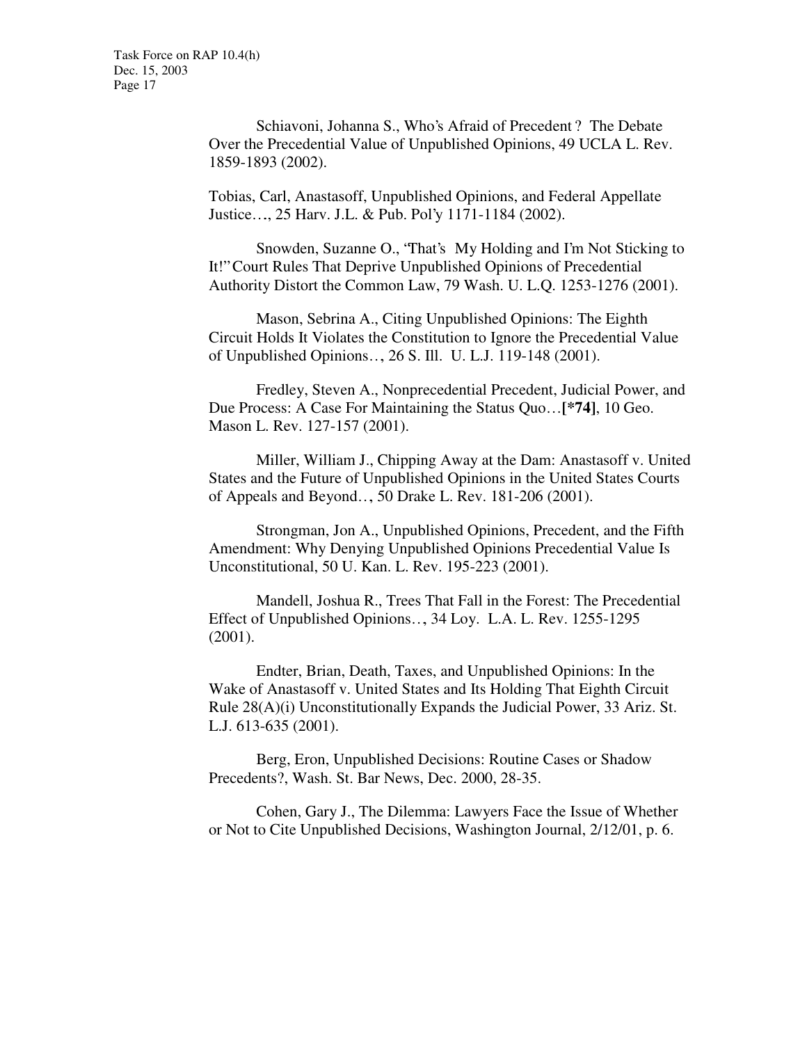Schiavoni, Johanna S., Who's Afraid of Precedent ? The Debate Over the Precedential Value of Unpublished Opinions, 49 UCLA L. Rev. 1859-1893 (2002).

Tobias, Carl, Anastasoff, Unpublished Opinions, and Federal Appellate Justice…, 25 Harv. J.L. & Pub. Pol'y 1171-1184 (2002).

Snowden, Suzanne O., "That's My Holding and I'm Not Sticking to It!" Court Rules That Deprive Unpublished Opinions of Precedential Authority Distort the Common Law, 79 Wash. U. L.Q. 1253-1276 (2001).

Mason, Sebrina A., Citing Unpublished Opinions: The Eighth Circuit Holds It Violates the Constitution to Ignore the Precedential Value of Unpublished Opinions…, 26 S. Ill. U. L.J. 119-148 (2001).

Fredley, Steven A., Nonprecedential Precedent, Judicial Power, and Due Process: A Case For Maintaining the Status Quo…**[*74]**, 10 Geo. Mason L. Rev. 127-157 (2001).

Miller, William J., Chipping Away at the Dam: Anastasoff v. United States and the Future of Unpublished Opinions in the United States Courts of Appeals and Beyond…, 50 Drake L. Rev. 181-206 (2001).

Strongman, Jon A., Unpublished Opinions, Precedent, and the Fifth Amendment: Why Denying Unpublished Opinions Precedential Value Is Unconstitutional, 50 U. Kan. L. Rev. 195-223 (2001).

Mandell, Joshua R., Trees That Fall in the Forest: The Precedential Effect of Unpublished Opinions…, 34 Loy. L.A. L. Rev. 1255-1295 (2001).

Endter, Brian, Death, Taxes, and Unpublished Opinions: In the Wake of Anastasoff v. United States and Its Holding That Eighth Circuit Rule 28(A)(i) Unconstitutionally Expands the Judicial Power, 33 Ariz. St. L.J. 613-635 (2001).

Berg, Eron, Unpublished Decisions: Routine Cases or Shadow Precedents?, Wash. St. Bar News, Dec. 2000, 28-35.

Cohen, Gary J., The Dilemma: Lawyers Face the Issue of Whether or Not to Cite Unpublished Decisions, Washington Journal, 2/12/01, p. 6.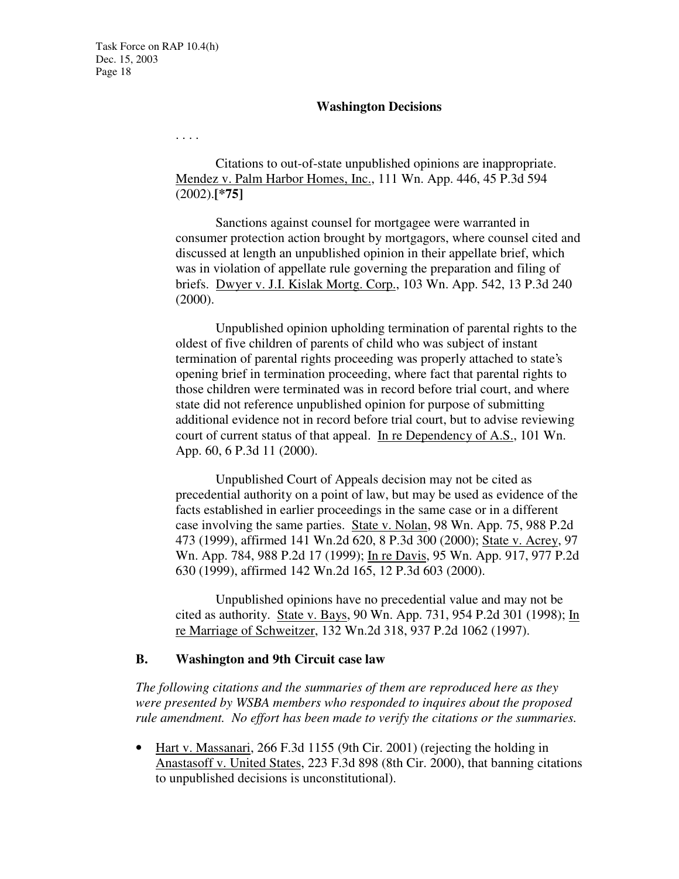**Washington Decisions**

. . . .

Citations to out-of-state unpublished opinions are inappropriate. Mendez v. Palm Harbor Homes, Inc., 111 Wn. App. 446, 45 P.3d 594 (2002).**[*75]**

Sanctions against counsel for mortgagee were warranted in consumer protection action brought by mortgagors, where counsel cited and discussed at length an unpublished opinion in their appellate brief, which was in violation of appellate rule governing the preparation and filing of briefs. Dwyer v. J.I. Kislak Mortg. Corp., 103 Wn. App. 542, 13 P.3d 240 (2000).

Unpublished opinion upholding termination of parental rights to the oldest of five children of parents of child who was subject of instant termination of parental rights proceeding was properly attached to state's opening brief in termination proceeding, where fact that parental rights to those children were terminated was in record before trial court, and where state did not reference unpublished opinion for purpose of submitting additional evidence not in record before trial court, but to advise reviewing court of current status of that appeal. In re Dependency of A.S., 101 Wn. App. 60, 6 P.3d 11 (2000).

Unpublished Court of Appeals decision may not be cited as precedential authority on a point of law, but may be used as evidence of the facts established in earlier proceedings in the same case or in a different case involving the same parties. State v. Nolan, 98 Wn. App. 75, 988 P.2d 473 (1999), affirmed 141 Wn.2d 620, 8 P.3d 300 (2000); State v. Acrey, 97 Wn. App. 784, 988 P.2d 17 (1999); In re Davis, 95 Wn. App. 917, 977 P.2d 630 (1999), affirmed 142 Wn.2d 165, 12 P.3d 603 (2000).

Unpublished opinions have no precedential value and may not be cited as authority. State v. Bays, 90 Wn. App. 731, 954 P.2d 301 (1998); In re Marriage of Schweitzer, 132 Wn.2d 318, 937 P.2d 1062 (1997).

## B. Washington and 9th Circuit case law

*The following citations and the summaries of them are reproduced here as they were presented by WSBA members who responded to inquires about the proposed rule amendment. No effort has been made to verify the citations or the summaries.*

- Hart v. Massanari, 266 F.3d 1155 (9th Cir. 2001) (rejecting the holding in Anastasoff v. United States, 223 F.3d 898 (8th Cir. 2000), that banning citations to unpublished decisions is unconstitutional).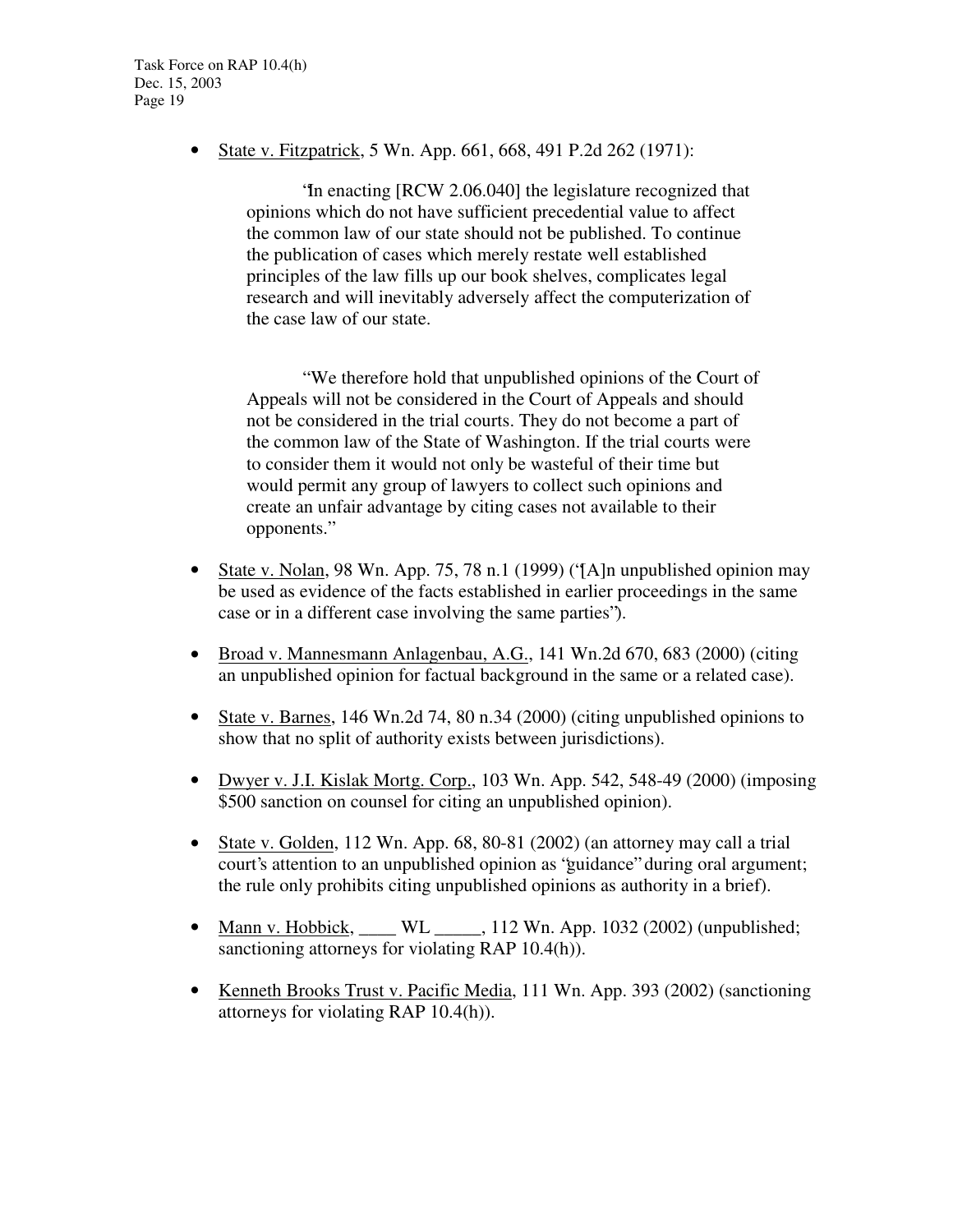- State v. Fitzpatrick, 5 Wn. App. 661, 668, 491 P.2d 262 (1971):

  > "In enacting [RCW 2.06.040] the legislature recognized that opinions which do not have sufficient precedential value to affect the common law of our state should not be published. To continue the publication of cases which merely restate well established principles of the law fills up our book shelves, complicates legal research and will inevitably adversely affect the computerization of the case law of our state.
  >
  > "We therefore hold that unpublished opinions of the Court of Appeals will not be considered in the Court of Appeals and should not be considered in the trial courts. They do not become a part of the common law of the State of Washington. If the trial courts were to consider them it would not only be wasteful of their time but would permit any group of lawyers to collect such opinions and create an unfair advantage by citing cases not available to their opponents."

- State v. Nolan, 98 Wn. App. 75, 78 n.1 (1999) ("[A]n unpublished opinion may be used as evidence of the facts established in earlier proceedings in the same case or in a different case involving the same parties").

- Broad v. Mannesmann Anlagenbau, A.G., 141 Wn.2d 670, 683 (2000) (citing an unpublished opinion for factual background in the same or a related case).

- State v. Barnes, 146 Wn.2d 74, 80 n.34 (2000) (citing unpublished opinions to show that no split of authority exists between jurisdictions).

- Dwyer v. J.I. Kislak Mortg. Corp., 103 Wn. App. 542, 548-49 (2000) (imposing $500 sanction on counsel for citing an unpublished opinion).

- State v. Golden, 112 Wn. App. 68, 80-81 (2002) (an attorney may call a trial court's attention to an unpublished opinion as "guidance" during oral argument; the rule only prohibits citing unpublished opinions as authority in a brief).

- Mann v. Hobbick, ____ WL _____, 112 Wn. App. 1032 (2002) (unpublished; sanctioning attorneys for violating RAP 10.4(h)).

- Kenneth Brooks Trust v. Pacific Media, 111 Wn. App. 393 (2002) (sanctioning attorneys for violating RAP 10.4(h)).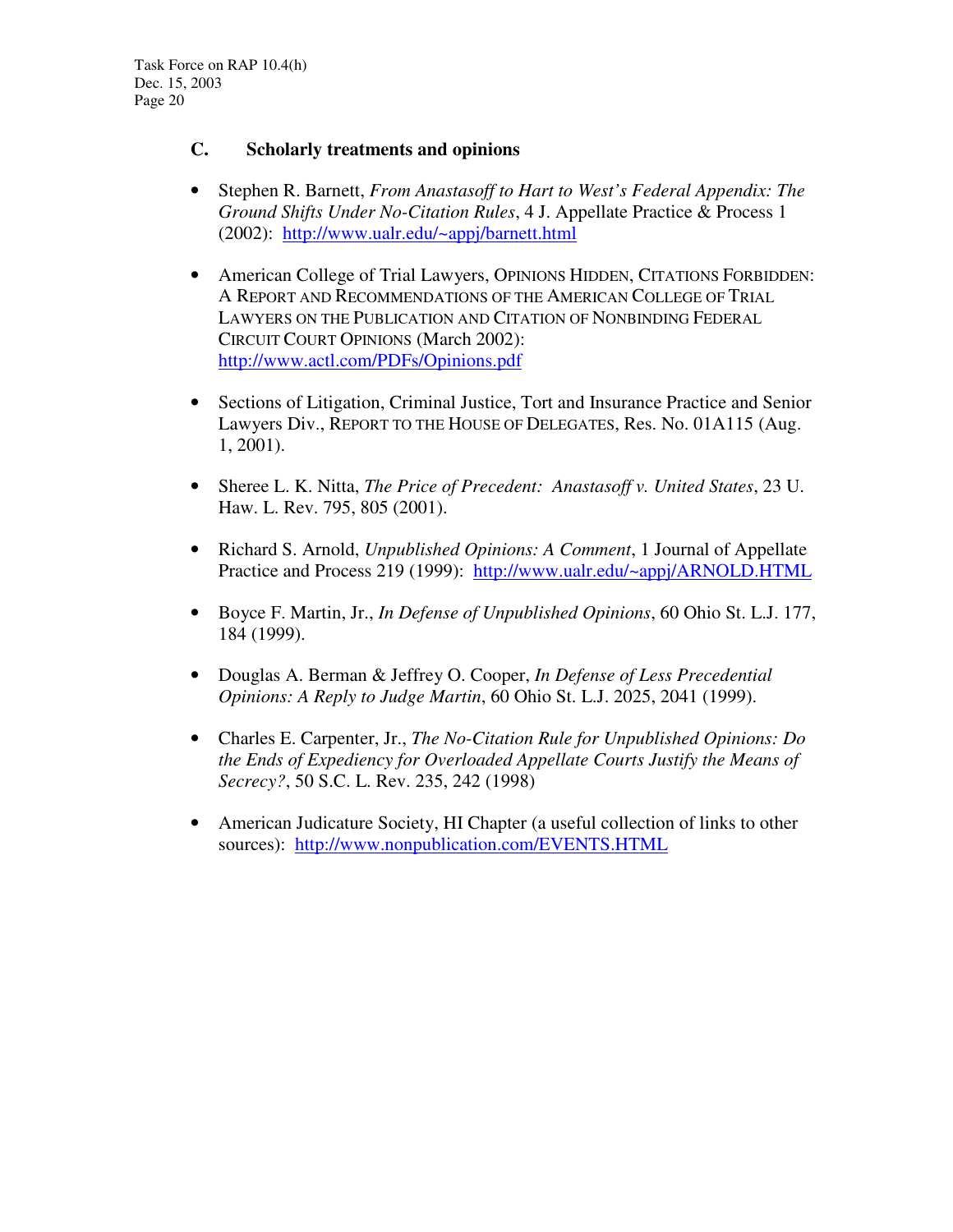### C. Scholarly treatments and opinions

- Stephen R. Barnett, *From Anastasoff to Hart to West's Federal Appendix: The Ground Shifts Under No-Citation Rules*, 4 J. Appellate Practice & Process 1 (2002): http://www.ualr.edu/~appj/barnett.html

- American College of Trial Lawyers, OPINIONS HIDDEN, CITATIONS FORBIDDEN: A REPORT AND RECOMMENDATIONS OF THE AMERICAN COLLEGE OF TRIAL LAWYERS ON THE PUBLICATION AND CITATION OF NONBINDING FEDERAL CIRCUIT COURT OPINIONS (March 2002): http://www.actl.com/PDFs/Opinions.pdf

- Sections of Litigation, Criminal Justice, Tort and Insurance Practice and Senior Lawyers Div., REPORT TO THE HOUSE OF DELEGATES, Res. No. 01A115 (Aug. 1, 2001).

- Sheree L. K. Nitta, *The Price of Precedent: Anastasoff v. United States*, 23 U. Haw. L. Rev. 795, 805 (2001).

- Richard S. Arnold, *Unpublished Opinions: A Comment*, 1 Journal of Appellate Practice and Process 219 (1999): http://www.ualr.edu/~appj/ARNOLD.HTML

- Boyce F. Martin, Jr., *In Defense of Unpublished Opinions*, 60 Ohio St. L.J. 177, 184 (1999).

- Douglas A. Berman & Jeffrey O. Cooper, *In Defense of Less Precedential Opinions: A Reply to Judge Martin*, 60 Ohio St. L.J. 2025, 2041 (1999).

- Charles E. Carpenter, Jr., *The No-Citation Rule for Unpublished Opinions: Do the Ends of Expediency for Overloaded Appellate Courts Justify the Means of Secrecy?*, 50 S.C. L. Rev. 235, 242 (1998)

- American Judicature Society, HI Chapter (a useful collection of links to other sources): http://www.nonpublication.com/EVENTS.HTML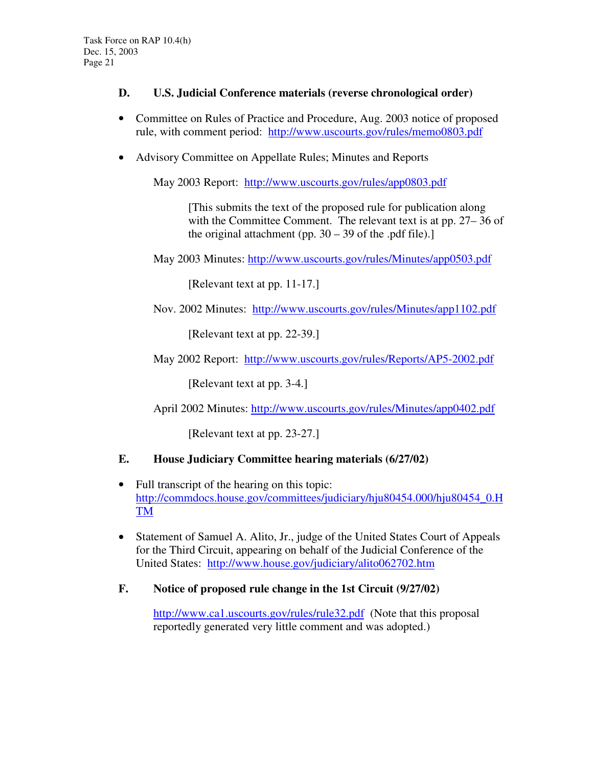### D. U.S. Judicial Conference materials (reverse chronological order)

- Committee on Rules of Practice and Procedure, Aug. 2003 notice of proposed rule, with comment period: http://www.uscourts.gov/rules/memo0803.pdf

- Advisory Committee on Appellate Rules; Minutes and Reports

  May 2003 Report: http://www.uscourts.gov/rules/app0803.pdf

  > [This submits the text of the proposed rule for publication along with the Committee Comment. The relevant text is at pp. 27– 36 of the original attachment (pp. 30 – 39 of the .pdf file).]

  May 2003 Minutes: http://www.uscourts.gov/rules/Minutes/app0503.pdf

  > [Relevant text at pp. 11-17.]

  Nov. 2002 Minutes: http://www.uscourts.gov/rules/Minutes/app1102.pdf

  > [Relevant text at pp. 22-39.]

  May 2002 Report: http://www.uscourts.gov/rules/Reports/AP5-2002.pdf

  > [Relevant text at pp. 3-4.]

  April 2002 Minutes: http://www.uscourts.gov/rules/Minutes/app0402.pdf

  > [Relevant text at pp. 23-27.]

### E. House Judiciary Committee hearing materials (6/27/02)

- Full transcript of the hearing on this topic: http://commdocs.house.gov/committees/judiciary/hju80454.000/hju80454_0.HTM

- Statement of Samuel A. Alito, Jr., judge of the United States Court of Appeals for the Third Circuit, appearing on behalf of the Judicial Conference of the United States: http://www.house.gov/judiciary/alito062702.htm

### F. Notice of proposed rule change in the 1st Circuit (9/27/02)

http://www.ca1.uscourts.gov/rules/rule32.pdf (Note that this proposal reportedly generated very little comment and was adopted.)